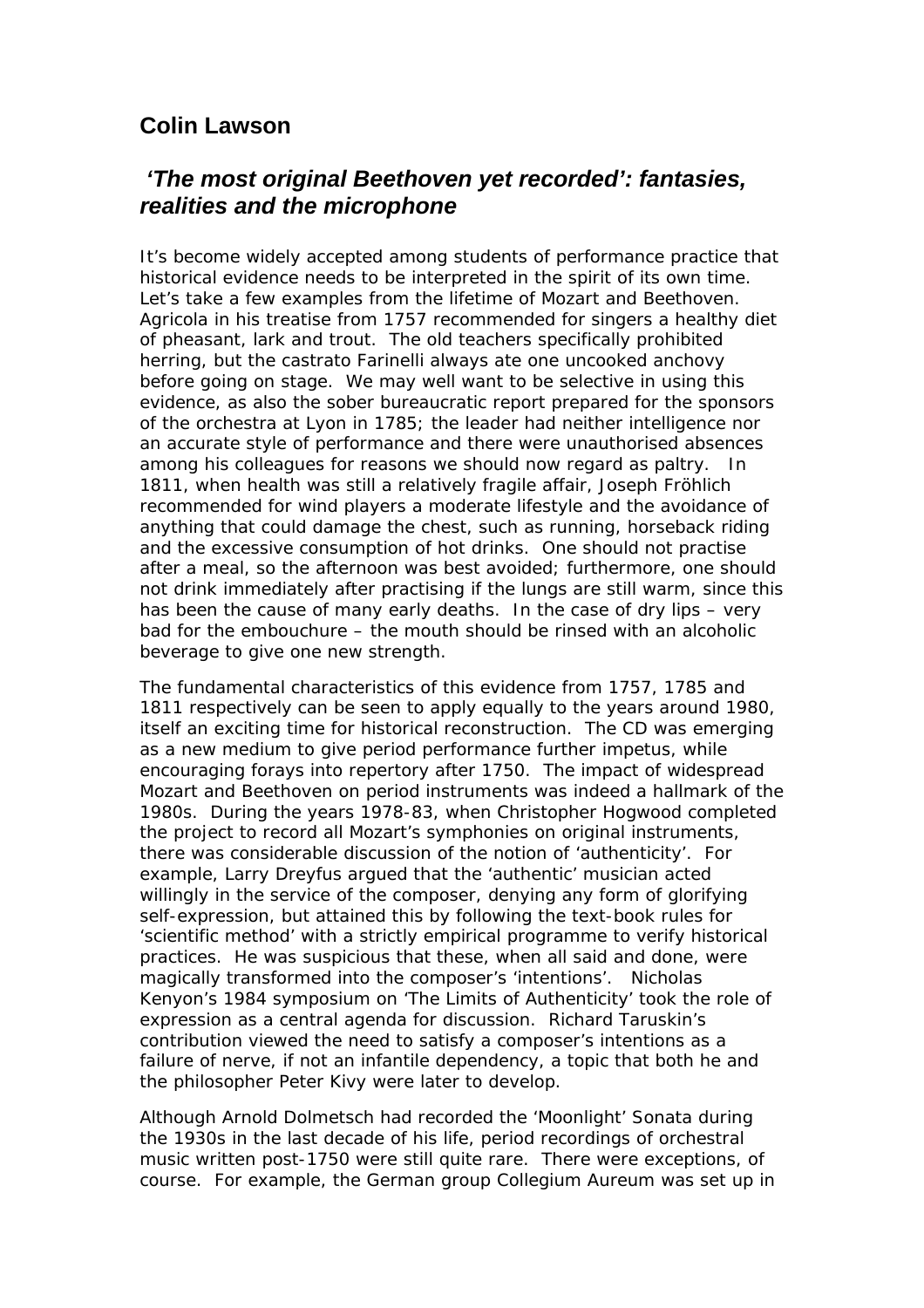## Colin Lawson

### *'The most original Beethoven yet recorded': fantasies, realities and the microphone*

It's become widely accepted among students of performance practice that historical evidence needs to be interpreted in the spirit of its own time. Let's take a few examples from the lifetime of Mozart and Beethoven. Agricola in his treatise from 1757 recommended for singers a healthy diet of pheasant, lark and trout. The old teachers specifically prohibited herring, but the castrato Farinelli always ate one uncooked anchovy before going on stage. We may well want to be selective in using this evidence, as also the sober bureaucratic report prepared for the sponsors of the orchestra at Lyon in 1785; the leader had neither intelligence nor an accurate style of performance and there were unauthorised absences among his colleagues for reasons we should now regard as paltry. In 1811, when health was still a relatively fragile affair, Joseph Fröhlich recommended for wind players a moderate lifestyle and the avoidance of anything that could damage the chest, such as running, horseback riding and the excessive consumption of hot drinks. One should not practise after a meal, so the afternoon was best avoided; furthermore, one should not drink immediately after practising if the lungs are still warm, since this has been the cause of many early deaths. In the case of dry lips – very bad for the embouchure – the mouth should be rinsed with an alcoholic beverage to give one new strength.

The fundamental characteristics of this evidence from 1757, 1785 and 1811 respectively can be seen to apply equally to the years around 1980, itself an exciting time for historical reconstruction. The CD was emerging as a new medium to give period performance further impetus, while encouraging forays into repertory after 1750. The impact of widespread Mozart and Beethoven on period instruments was indeed a hallmark of the 1980s. During the years 1978-83, when Christopher Hogwood completed the project to record all Mozart's symphonies on original instruments, there was considerable discussion of the notion of 'authenticity'. For example, Larry Dreyfus argued that the 'authentic' musician acted willingly in the service of the composer, denying any form of glorifying self-expression, but attained this by following the text-book rules for 'scientific method' with a strictly empirical programme to verify historical practices. He was suspicious that these, when all said and done, were magically transformed into the composer's 'intentions'. Nicholas Kenyon's 1984 symposium on 'The Limits of Authenticity' took the role of expression as a central agenda for discussion. Richard Taruskin's contribution viewed the need to satisfy a composer's intentions as a failure of nerve, if not an infantile dependency, a topic that both he and the philosopher Peter Kivy were later to develop.

Although Arnold Dolmetsch had recorded the 'Moonlight' Sonata during the 1930s in the last decade of his life, period recordings of orchestral music written post-1750 were still quite rare. There were exceptions, of course. For example, the German group Collegium Aureum was set up in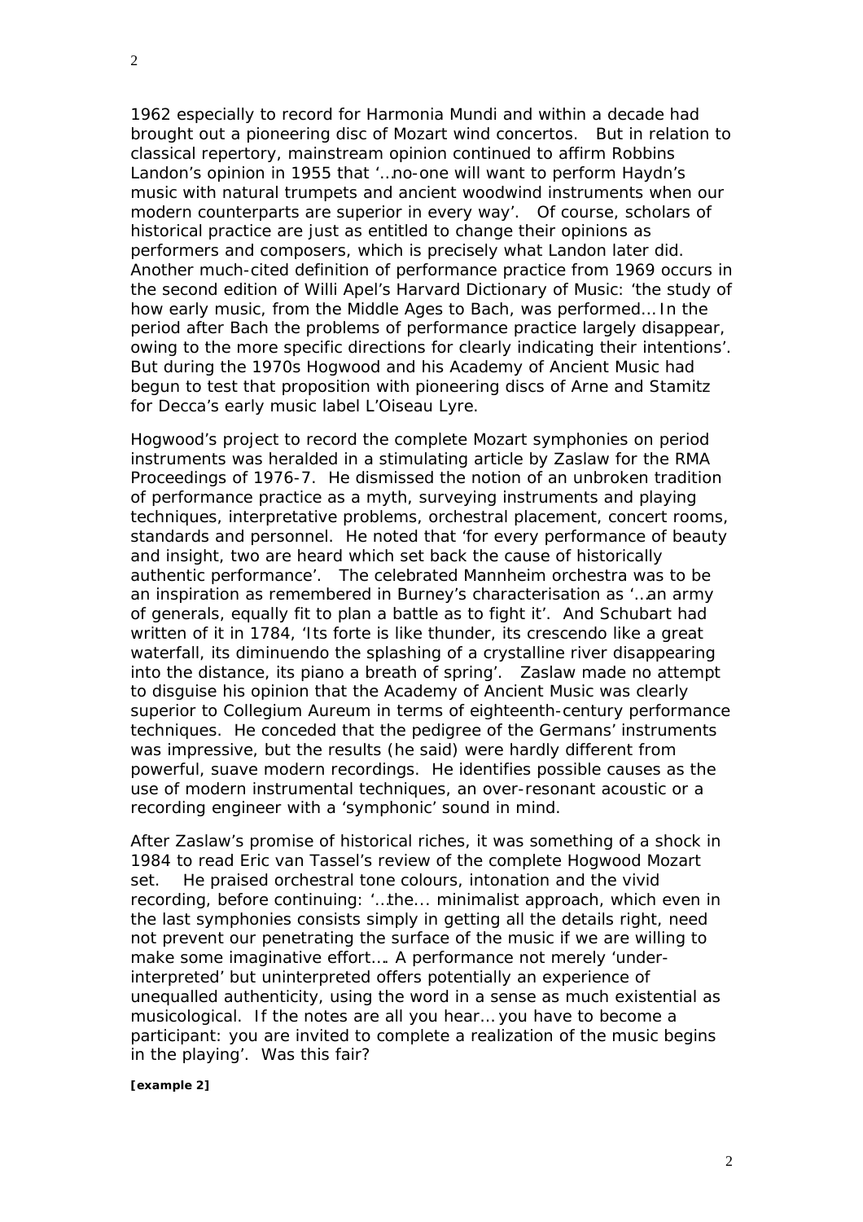1962 especially to record for Harmonia Mundi and within a decade had brought out a pioneering disc of Mozart wind concertos. But in relation to classical repertory, mainstream opinion continued to affirm Robbins Landon's opinion in 1955 that '…no-one will want to perform Haydn's music with natural trumpets and ancient woodwind instruments when our modern counterparts are superior in every way'. Of course, scholars of historical practice are just as entitled to change their opinions as performers and composers, which is precisely what Landon later did. Another much-cited definition of performance practice from 1969 occurs in the second edition of Willi Apel's Harvard Dictionary of Music: 'the study of how early music, from the Middle Ages to Bach, was performed… In the period after Bach the problems of performance practice largely disappear, owing to the more specific directions for clearly indicating their intentions'. But during the 1970s Hogwood and his Academy of Ancient Music had begun to test that proposition with pioneering discs of Arne and Stamitz for Decca's early music label L'Oiseau Lyre.

Hogwood's project to record the complete Mozart symphonies on period instruments was heralded in a stimulating article by Zaslaw for the RMA Proceedings of 1976-7. He dismissed the notion of an unbroken tradition of performance practice as a myth, surveying instruments and playing techniques, interpretative problems, orchestral placement, concert rooms, standards and personnel. He noted that 'for every performance of beauty and insight, two are heard which set back the cause of historically authentic performance'. The celebrated Mannheim orchestra was to be an inspiration as remembered in Burney's characterisation as '…an army of generals, equally fit to plan a battle as to fight it'. And Schubart had written of it in 1784, 'Its forte is like thunder, its crescendo like a great waterfall, its diminuendo the splashing of a crystalline river disappearing into the distance, its piano a breath of spring'. Zaslaw made no attempt to disguise his opinion that the Academy of Ancient Music was clearly superior to Collegium Aureum in terms of eighteenth-century performance techniques. He conceded that the pedigree of the Germans' instruments was impressive, but the results (he said) were hardly different from powerful, suave modern recordings. He identifies possible causes as the use of modern instrumental techniques, an over-resonant acoustic or a recording engineer with a 'symphonic' sound in mind.

After Zaslaw's promise of historical riches, it was something of a shock in 1984 to read Eric van Tassel's review of the complete Hogwood Mozart set. He praised orchestral tone colours, intonation and the vivid recording, before continuing: '…the… minimalist approach, which even in the last symphonies consists simply in getting all the details right, need not prevent our penetrating the surface of the music if we are willing to make some imaginative effort…. A performance not merely 'under-interpreted' but uninterpreted offers potentially an experience of unequalled authenticity, using the word in a sense as much existential as musicological. If the notes are all you hear… you have to become a participant: you are invited to complete a realization of the music begins in the playing'. Was this fair?

**[example 2]**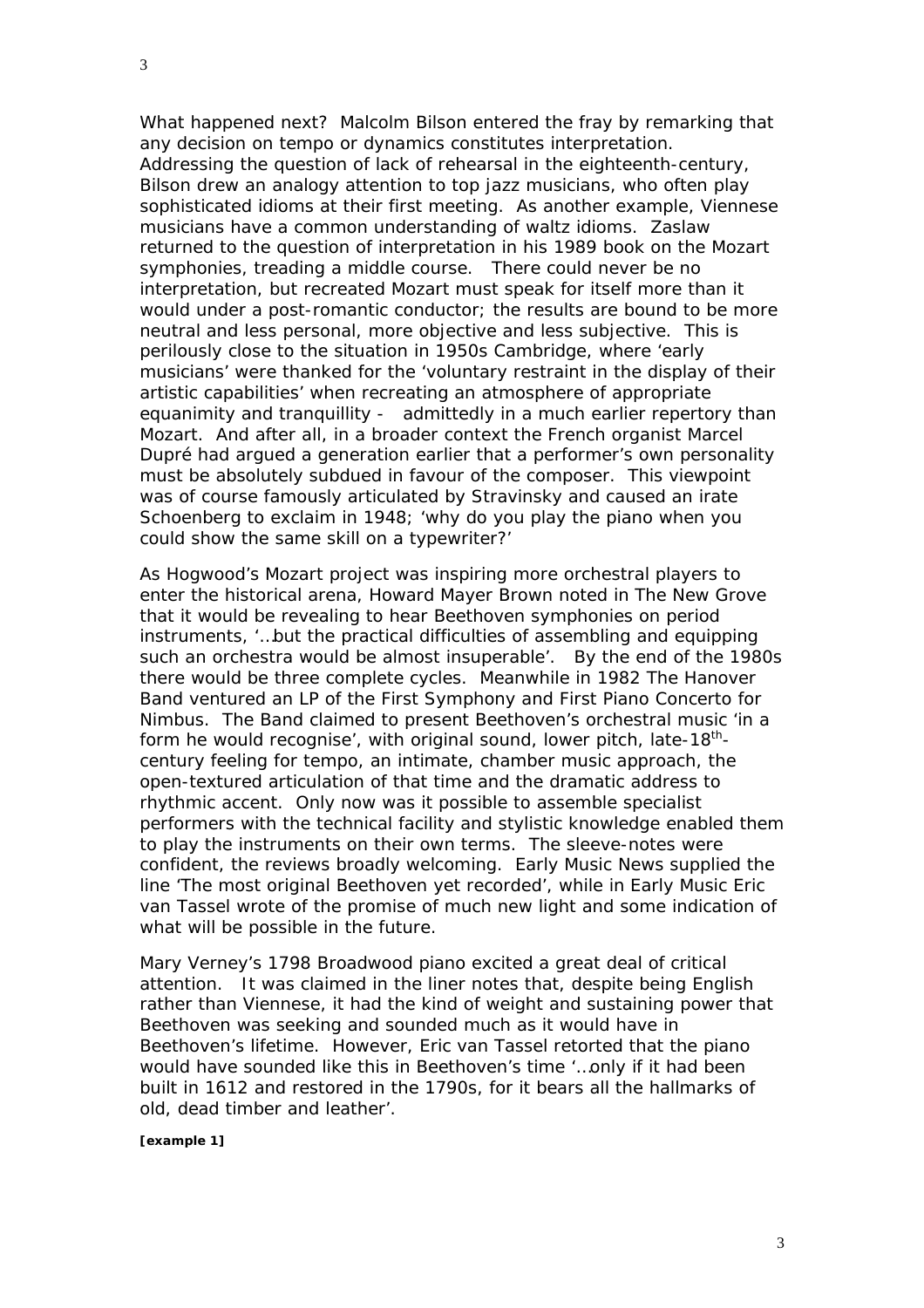What happened next? Malcolm Bilson entered the fray by remarking that any decision on tempo or dynamics constitutes interpretation. Addressing the question of lack of rehearsal in the eighteenth-century, Bilson drew an analogy attention to top jazz musicians, who often play sophisticated idioms at their first meeting. As another example, Viennese musicians have a common understanding of waltz idioms. Zaslaw returned to the question of interpretation in his 1989 book on the Mozart symphonies, treading a middle course. There could never be no interpretation, but recreated Mozart must speak for itself more than it would under a post-romantic conductor; the results are bound to be more neutral and less personal, more objective and less subjective. This is perilously close to the situation in 1950s Cambridge, where 'early musicians' were thanked for the 'voluntary restraint in the display of their artistic capabilities' when recreating an atmosphere of appropriate equanimity and tranquillity - admittedly in a much earlier repertory than Mozart. And after all, in a broader context the French organist Marcel Dupré had argued a generation earlier that a performer's own personality must be absolutely subdued in favour of the composer. This viewpoint was of course famously articulated by Stravinsky and caused an irate Schoenberg to exclaim in 1948; 'why do you play the piano when you could show the same skill on a typewriter?'

As Hogwood's Mozart project was inspiring more orchestral players to enter the historical arena, Howard Mayer Brown noted in The New Grove that it would be revealing to hear Beethoven symphonies on period instruments, '…but the practical difficulties of assembling and equipping such an orchestra would be almost insuperable'. By the end of the 1980s there would be three complete cycles. Meanwhile in 1982 The Hanover Band ventured an LP of the First Symphony and First Piano Concerto for Nimbus. The Band claimed to present Beethoven's orchestral music 'in a form he would recognise', with original sound, lower pitch, late-18th-century feeling for tempo, an intimate, chamber music approach, the open-textured articulation of that time and the dramatic address to rhythmic accent. Only now was it possible to assemble specialist performers with the technical facility and stylistic knowledge enabled them to play the instruments on their own terms. The sleeve-notes were confident, the reviews broadly welcoming. Early Music News supplied the line 'The most original Beethoven yet recorded', while in Early Music Eric van Tassel wrote of the promise of much new light and some indication of what will be possible in the future.

Mary Verney's 1798 Broadwood piano excited a great deal of critical attention. It was claimed in the liner notes that, despite being English rather than Viennese, it had the kind of weight and sustaining power that Beethoven was seeking and sounded much as it would have in Beethoven's lifetime. However, Eric van Tassel retorted that the piano would have sounded like this in Beethoven's time '…only if it had been built in 1612 and restored in the 1790s, for it bears all the hallmarks of old, dead timber and leather'.

**[example 1]**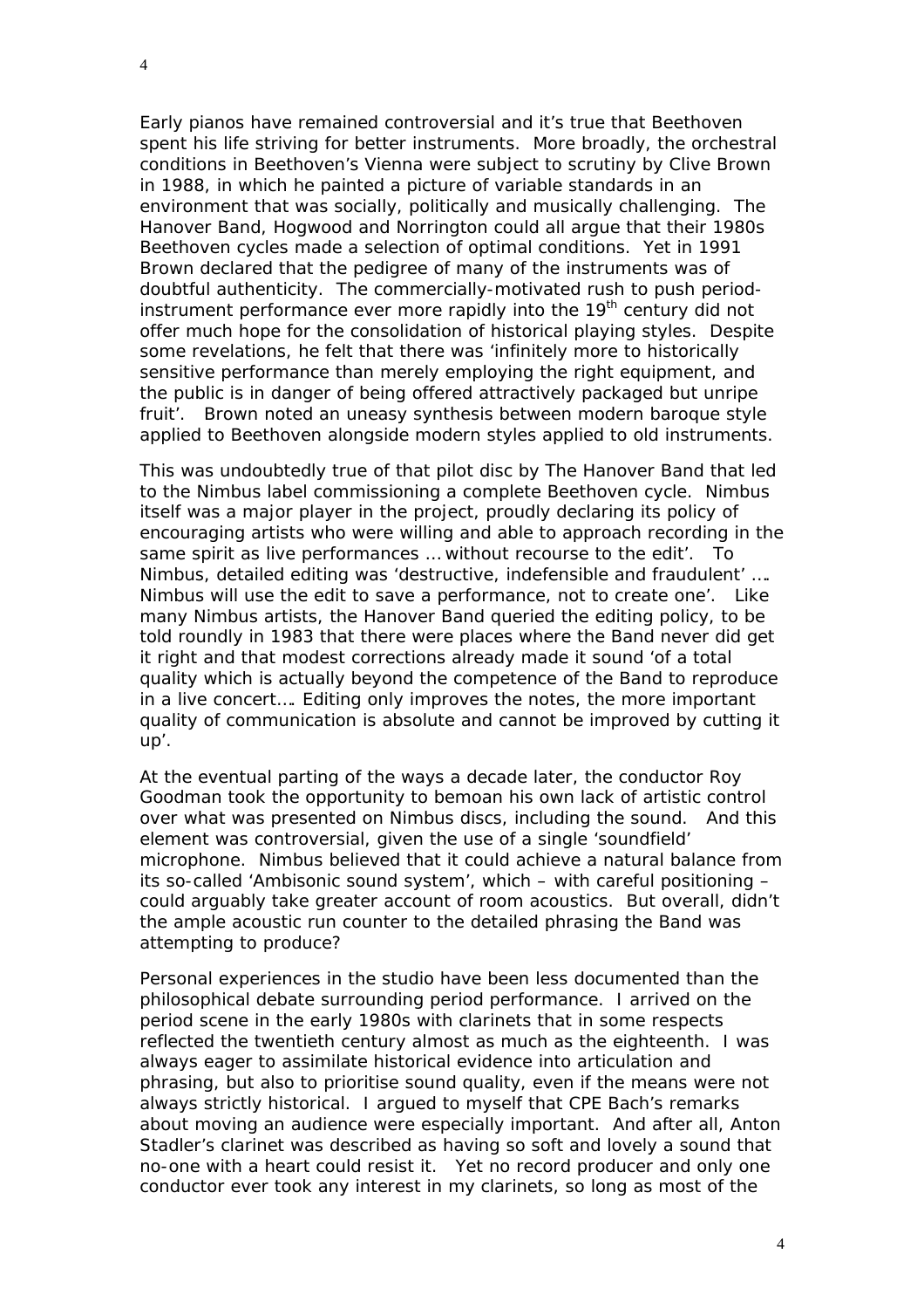Early pianos have remained controversial and it's true that Beethoven spent his life striving for better instruments. More broadly, the orchestral conditions in Beethoven's Vienna were subject to scrutiny by Clive Brown in 1988, in which he painted a picture of variable standards in an environment that was socially, politically and musically challenging. The Hanover Band, Hogwood and Norrington could all argue that their 1980s Beethoven cycles made a selection of optimal conditions. Yet in 1991 Brown declared that the pedigree of many of the instruments was of doubtful authenticity. The commercially-motivated rush to push period-instrument performance ever more rapidly into the 19th century did not offer much hope for the consolidation of historical playing styles. Despite some revelations, he felt that there was 'infinitely more to historically sensitive performance than merely employing the right equipment, and the public is in danger of being offered attractively packaged but unripe fruit'. Brown noted an uneasy synthesis between modern baroque style applied to Beethoven alongside modern styles applied to old instruments.

This was undoubtedly true of that pilot disc by The Hanover Band that led to the Nimbus label commissioning a complete Beethoven cycle. Nimbus itself was a major player in the project, proudly declaring its policy of encouraging artists who were willing and able to approach recording in the same spirit as live performances … without recourse to the edit'. To Nimbus, detailed editing was 'destructive, indefensible and fraudulent' …. Nimbus will use the edit to save a performance, not to create one'. Like many Nimbus artists, the Hanover Band queried the editing policy, to be told roundly in 1983 that there were places where the Band never did get it right and that modest corrections already made it sound 'of a total quality which is actually beyond the competence of the Band to reproduce in a live concert…. Editing only improves the notes, the more important quality of communication is absolute and cannot be improved by cutting it up'.

At the eventual parting of the ways a decade later, the conductor Roy Goodman took the opportunity to bemoan his own lack of artistic control over what was presented on Nimbus discs, including the sound. And this element was controversial, given the use of a single 'soundfield' microphone. Nimbus believed that it could achieve a natural balance from its so-called 'Ambisonic sound system', which – with careful positioning – could arguably take greater account of room acoustics. But overall, didn't the ample acoustic run counter to the detailed phrasing the Band was attempting to produce?

Personal experiences in the studio have been less documented than the philosophical debate surrounding period performance. I arrived on the period scene in the early 1980s with clarinets that in some respects reflected the twentieth century almost as much as the eighteenth. I was always eager to assimilate historical evidence into articulation and phrasing, but also to prioritise sound quality, even if the means were not always strictly historical. I argued to myself that CPE Bach's remarks about moving an audience were especially important. And after all, Anton Stadler's clarinet was described as having so soft and lovely a sound that no-one with a heart could resist it. Yet no record producer and only one conductor ever took any interest in my clarinets, so long as most of the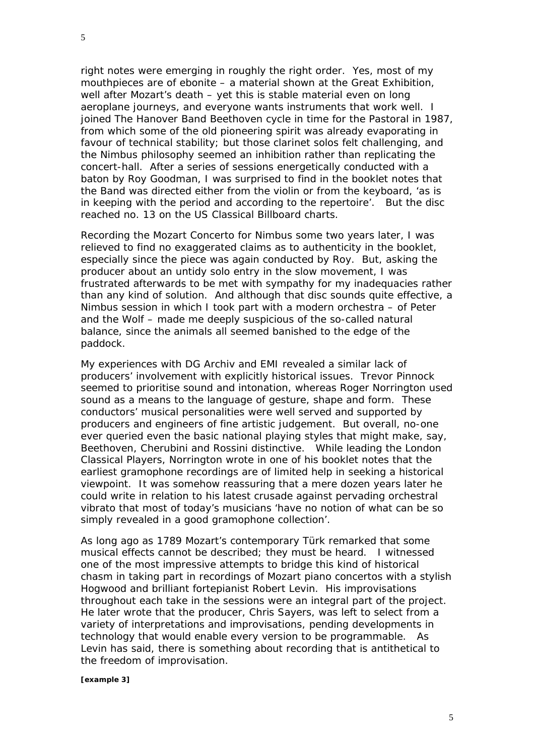right notes were emerging in roughly the right order. Yes, most of my mouthpieces are of ebonite – a material shown at the Great Exhibition, well after Mozart's death – yet this is stable material even on long aeroplane journeys, and everyone wants instruments that work well. I joined The Hanover Band Beethoven cycle in time for the Pastoral in 1987, from which some of the old pioneering spirit was already evaporating in favour of technical stability; but those clarinet solos felt challenging, and the Nimbus philosophy seemed an inhibition rather than replicating the concert-hall. After a series of sessions energetically conducted with a baton by Roy Goodman, I was surprised to find in the booklet notes that the Band was directed either from the violin or from the keyboard, 'as is in keeping with the period and according to the repertoire'. But the disc reached no. 13 on the US Classical Billboard charts.

Recording the Mozart Concerto for Nimbus some two years later, I was relieved to find no exaggerated claims as to authenticity in the booklet, especially since the piece was again conducted by Roy. But, asking the producer about an untidy solo entry in the slow movement, I was frustrated afterwards to be met with sympathy for my inadequacies rather than any kind of solution. And although that disc sounds quite effective, a Nimbus session in which I took part with a modern orchestra – of Peter and the Wolf – made me deeply suspicious of the so-called natural balance, since the animals all seemed banished to the edge of the paddock.

My experiences with DG Archiv and EMI revealed a similar lack of producers' involvement with explicitly historical issues. Trevor Pinnock seemed to prioritise sound and intonation, whereas Roger Norrington used sound as a means to the language of gesture, shape and form. These conductors' musical personalities were well served and supported by producers and engineers of fine artistic judgement. But overall, no-one ever queried even the basic national playing styles that might make, say, Beethoven, Cherubini and Rossini distinctive. While leading the London Classical Players, Norrington wrote in one of his booklet notes that the earliest gramophone recordings are of limited help in seeking a historical viewpoint. It was somehow reassuring that a mere dozen years later he could write in relation to his latest crusade against pervading orchestral vibrato that most of today's musicians 'have no notion of what can be so simply revealed in a good gramophone collection'.

As long ago as 1789 Mozart's contemporary Türk remarked that some musical effects cannot be described; they must be heard. I witnessed one of the most impressive attempts to bridge this kind of historical chasm in taking part in recordings of Mozart piano concertos with a stylish Hogwood and brilliant fortepianist Robert Levin. His improvisations throughout each take in the sessions were an integral part of the project. He later wrote that the producer, Chris Sayers, was left to select from a variety of interpretations and improvisations, pending developments in technology that would enable every version to be programmable. As Levin has said, there is something about recording that is antithetical to the freedom of improvisation.

***[example 3]***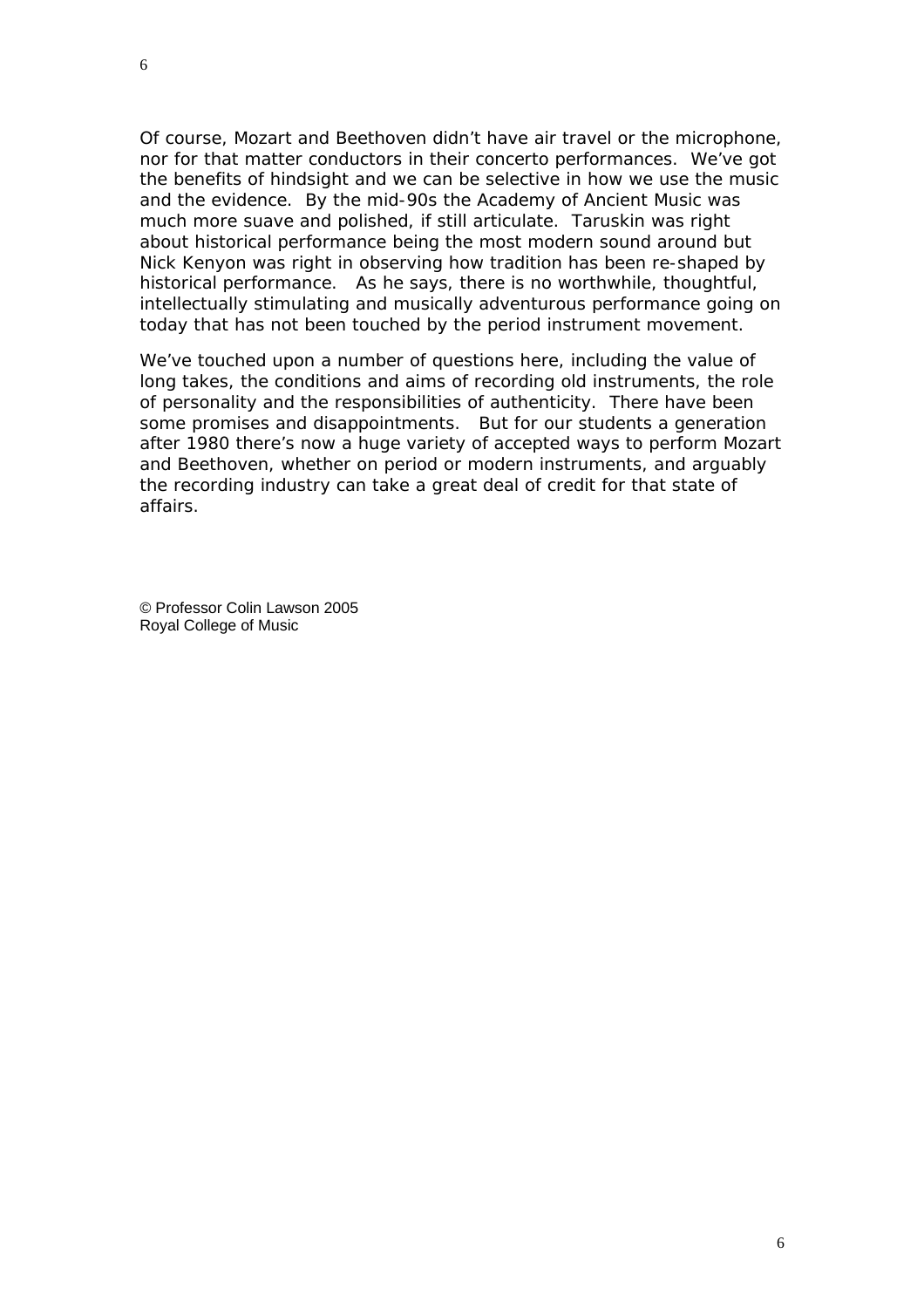Of course, Mozart and Beethoven didn't have air travel or the microphone, nor for that matter conductors in their concerto performances. We've got the benefits of hindsight and we can be selective in how we use the music and the evidence. By the mid-90s the Academy of Ancient Music was much more suave and polished, if still articulate. Taruskin was right about historical performance being the most modern sound around but Nick Kenyon was right in observing how tradition has been re-shaped by historical performance. As he says, there is no worthwhile, thoughtful, intellectually stimulating and musically adventurous performance going on today that has not been touched by the period instrument movement.

We've touched upon a number of questions here, including the value of long takes, the conditions and aims of recording old instruments, the role of personality and the responsibilities of authenticity. There have been some promises and disappointments. But for our students a generation after 1980 there's now a huge variety of accepted ways to perform Mozart and Beethoven, whether on period or modern instruments, and arguably the recording industry can take a great deal of credit for that state of affairs.

© Professor Colin Lawson 2005
Royal College of Music